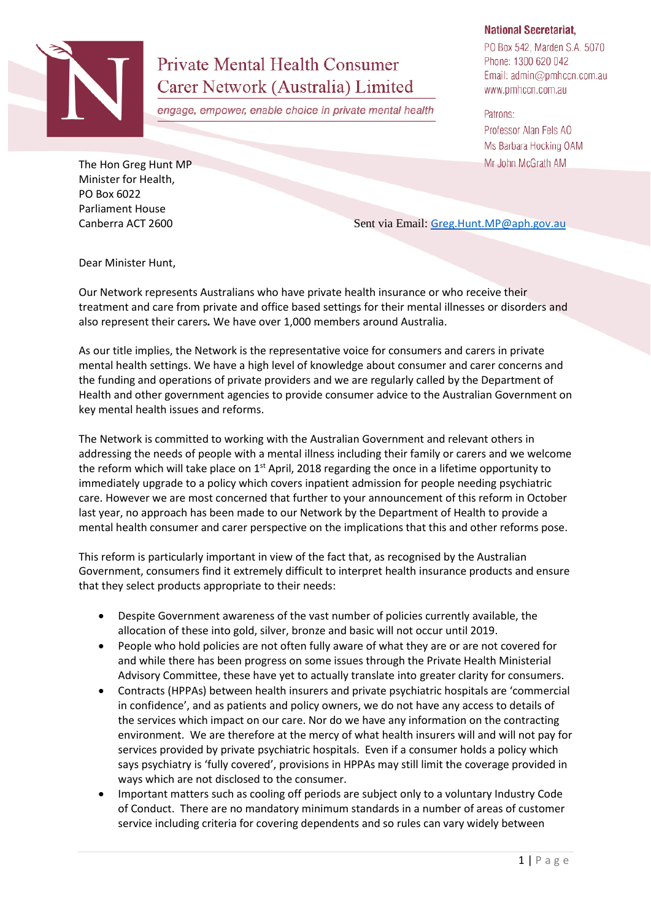# Private Mental Health Consumer Carer Network (Australia) Limited

*engage, empower, enable choice in private mental health*

**National Secretariat,**
PO Box 542, Marden S.A. 5070
Phone: 1300 620 042
Email: admin@pmhccn.com.au
www.pmhccn.com.au

Patrons:
Professor Alan Fels AO
Ms Barbara Hocking OAM
Mr John McGrath AM

The Hon Greg Hunt MP
Minister for Health,
PO Box 6022
Parliament House
Canberra ACT 2600

Sent via Email: Greg.Hunt.MP@aph.gov.au

Dear Minister Hunt,

Our Network represents Australians who have private health insurance or who receive their treatment and care from private and office based settings for their mental illnesses or disorders and also represent their carers. We have over 1,000 members around Australia.

As our title implies, the Network is the representative voice for consumers and carers in private mental health settings. We have a high level of knowledge about consumer and carer concerns and the funding and operations of private providers and we are regularly called by the Department of Health and other government agencies to provide consumer advice to the Australian Government on key mental health issues and reforms.

The Network is committed to working with the Australian Government and relevant others in addressing the needs of people with a mental illness including their family or carers and we welcome the reform which will take place on 1st April, 2018 regarding the once in a lifetime opportunity to immediately upgrade to a policy which covers inpatient admission for people needing psychiatric care. However we are most concerned that further to your announcement of this reform in October last year, no approach has been made to our Network by the Department of Health to provide a mental health consumer and carer perspective on the implications that this and other reforms pose.

This reform is particularly important in view of the fact that, as recognised by the Australian Government, consumers find it extremely difficult to interpret health insurance products and ensure that they select products appropriate to their needs:

- Despite Government awareness of the vast number of policies currently available, the allocation of these into gold, silver, bronze and basic will not occur until 2019.
- People who hold policies are not often fully aware of what they are or are not covered for and while there has been progress on some issues through the Private Health Ministerial Advisory Committee, these have yet to actually translate into greater clarity for consumers.
- Contracts (HPPAs) between health insurers and private psychiatric hospitals are 'commercial in confidence', and as patients and policy owners, we do not have any access to details of the services which impact on our care. Nor do we have any information on the contracting environment. We are therefore at the mercy of what health insurers will and will not pay for services provided by private psychiatric hospitals. Even if a consumer holds a policy which says psychiatry is 'fully covered', provisions in HPPAs may still limit the coverage provided in ways which are not disclosed to the consumer.
- Important matters such as cooling off periods are subject only to a voluntary Industry Code of Conduct. There are no mandatory minimum standards in a number of areas of customer service including criteria for covering dependents and so rules can vary widely between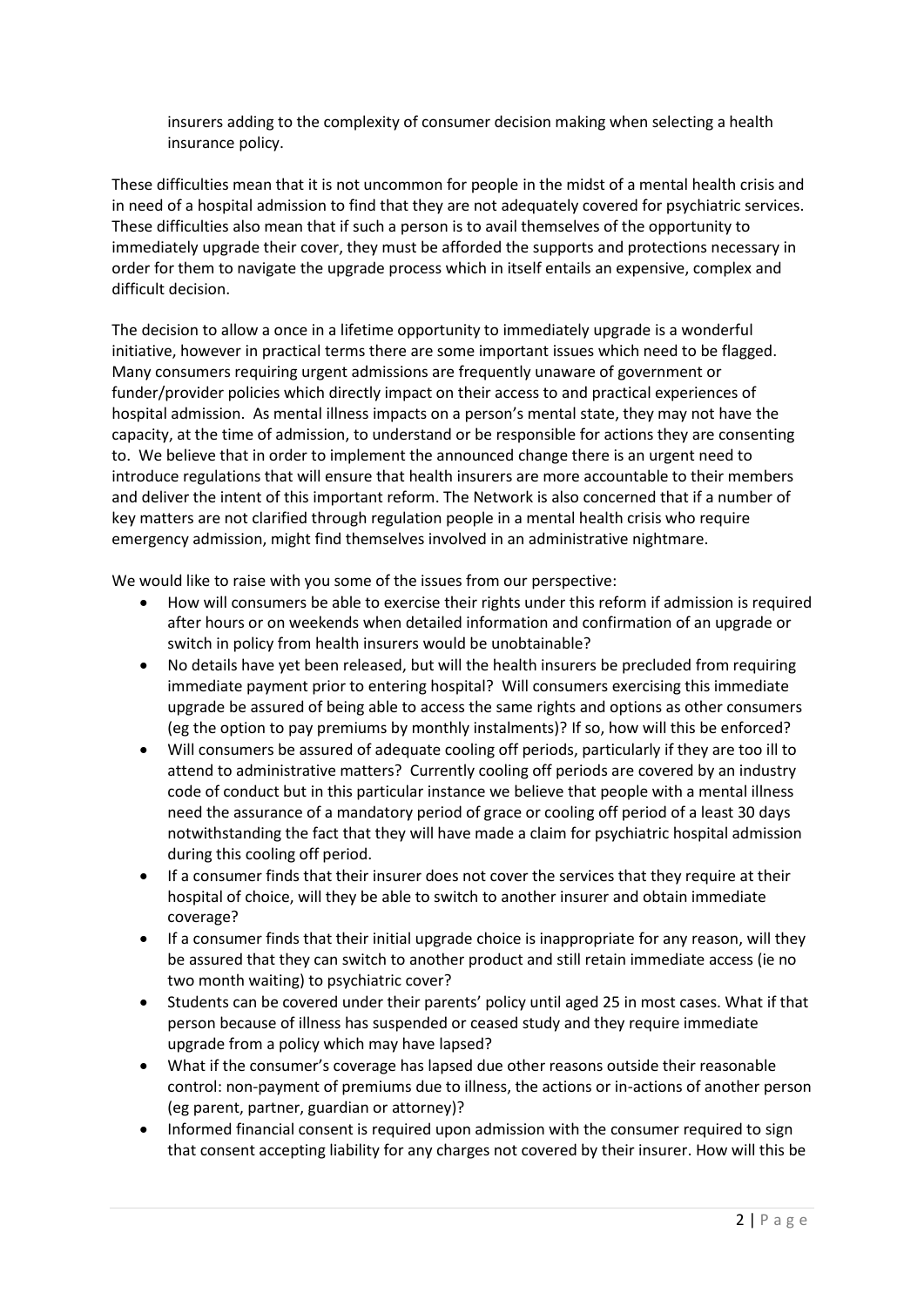insurers adding to the complexity of consumer decision making when selecting a health insurance policy.

These difficulties mean that it is not uncommon for people in the midst of a mental health crisis and in need of a hospital admission to find that they are not adequately covered for psychiatric services. These difficulties also mean that if such a person is to avail themselves of the opportunity to immediately upgrade their cover, they must be afforded the supports and protections necessary in order for them to navigate the upgrade process which in itself entails an expensive, complex and difficult decision.

The decision to allow a once in a lifetime opportunity to immediately upgrade is a wonderful initiative, however in practical terms there are some important issues which need to be flagged. Many consumers requiring urgent admissions are frequently unaware of government or funder/provider policies which directly impact on their access to and practical experiences of hospital admission. As mental illness impacts on a person's mental state, they may not have the capacity, at the time of admission, to understand or be responsible for actions they are consenting to. We believe that in order to implement the announced change there is an urgent need to introduce regulations that will ensure that health insurers are more accountable to their members and deliver the intent of this important reform. The Network is also concerned that if a number of key matters are not clarified through regulation people in a mental health crisis who require emergency admission, might find themselves involved in an administrative nightmare.

We would like to raise with you some of the issues from our perspective:

- How will consumers be able to exercise their rights under this reform if admission is required after hours or on weekends when detailed information and confirmation of an upgrade or switch in policy from health insurers would be unobtainable?
- No details have yet been released, but will the health insurers be precluded from requiring immediate payment prior to entering hospital? Will consumers exercising this immediate upgrade be assured of being able to access the same rights and options as other consumers (eg the option to pay premiums by monthly instalments)? If so, how will this be enforced?
- Will consumers be assured of adequate cooling off periods, particularly if they are too ill to attend to administrative matters? Currently cooling off periods are covered by an industry code of conduct but in this particular instance we believe that people with a mental illness need the assurance of a mandatory period of grace or cooling off period of a least 30 days notwithstanding the fact that they will have made a claim for psychiatric hospital admission during this cooling off period.
- If a consumer finds that their insurer does not cover the services that they require at their hospital of choice, will they be able to switch to another insurer and obtain immediate coverage?
- If a consumer finds that their initial upgrade choice is inappropriate for any reason, will they be assured that they can switch to another product and still retain immediate access (ie no two month waiting) to psychiatric cover?
- Students can be covered under their parents' policy until aged 25 in most cases. What if that person because of illness has suspended or ceased study and they require immediate upgrade from a policy which may have lapsed?
- What if the consumer's coverage has lapsed due other reasons outside their reasonable control: non-payment of premiums due to illness, the actions or in-actions of another person (eg parent, partner, guardian or attorney)?
- Informed financial consent is required upon admission with the consumer required to sign that consent accepting liability for any charges not covered by their insurer. How will this be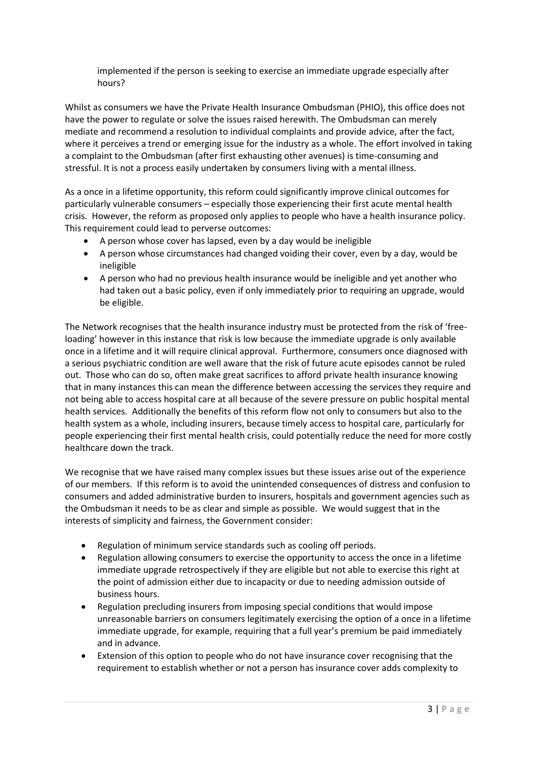implemented if the person is seeking to exercise an immediate upgrade especially after hours?

Whilst as consumers we have the Private Health Insurance Ombudsman (PHIO), this office does not have the power to regulate or solve the issues raised herewith. The Ombudsman can merely mediate and recommend a resolution to individual complaints and provide advice, after the fact, where it perceives a trend or emerging issue for the industry as a whole. The effort involved in taking a complaint to the Ombudsman (after first exhausting other avenues) is time-consuming and stressful. It is not a process easily undertaken by consumers living with a mental illness.

As a once in a lifetime opportunity, this reform could significantly improve clinical outcomes for particularly vulnerable consumers – especially those experiencing their first acute mental health crisis. However, the reform as proposed only applies to people who have a health insurance policy. This requirement could lead to perverse outcomes:

- A person whose cover has lapsed, even by a day would be ineligible
- A person whose circumstances had changed voiding their cover, even by a day, would be ineligible
- A person who had no previous health insurance would be ineligible and yet another who had taken out a basic policy, even if only immediately prior to requiring an upgrade, would be eligible.

The Network recognises that the health insurance industry must be protected from the risk of 'free-loading' however in this instance that risk is low because the immediate upgrade is only available once in a lifetime and it will require clinical approval. Furthermore, consumers once diagnosed with a serious psychiatric condition are well aware that the risk of future acute episodes cannot be ruled out. Those who can do so, often make great sacrifices to afford private health insurance knowing that in many instances this can mean the difference between accessing the services they require and not being able to access hospital care at all because of the severe pressure on public hospital mental health services. Additionally the benefits of this reform flow not only to consumers but also to the health system as a whole, including insurers, because timely access to hospital care, particularly for people experiencing their first mental health crisis, could potentially reduce the need for more costly healthcare down the track.

We recognise that we have raised many complex issues but these issues arise out of the experience of our members. If this reform is to avoid the unintended consequences of distress and confusion to consumers and added administrative burden to insurers, hospitals and government agencies such as the Ombudsman it needs to be as clear and simple as possible. We would suggest that in the interests of simplicity and fairness, the Government consider:

- Regulation of minimum service standards such as cooling off periods.
- Regulation allowing consumers to exercise the opportunity to access the once in a lifetime immediate upgrade retrospectively if they are eligible but not able to exercise this right at the point of admission either due to incapacity or due to needing admission outside of business hours.
- Regulation precluding insurers from imposing special conditions that would impose unreasonable barriers on consumers legitimately exercising the option of a once in a lifetime immediate upgrade, for example, requiring that a full year's premium be paid immediately and in advance.
- Extension of this option to people who do not have insurance cover recognising that the requirement to establish whether or not a person has insurance cover adds complexity to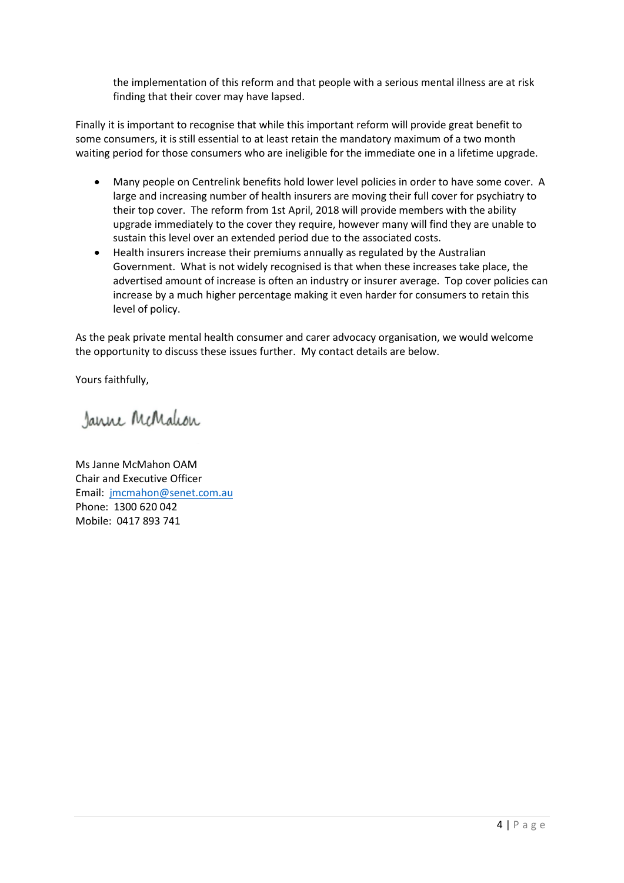the implementation of this reform and that people with a serious mental illness are at risk finding that their cover may have lapsed.

Finally it is important to recognise that while this important reform will provide great benefit to some consumers, it is still essential to at least retain the mandatory maximum of a two month waiting period for those consumers who are ineligible for the immediate one in a lifetime upgrade.

- Many people on Centrelink benefits hold lower level policies in order to have some cover. A large and increasing number of health insurers are moving their full cover for psychiatry to their top cover. The reform from 1st April, 2018 will provide members with the ability upgrade immediately to the cover they require, however many will find they are unable to sustain this level over an extended period due to the associated costs.
- Health insurers increase their premiums annually as regulated by the Australian Government. What is not widely recognised is that when these increases take place, the advertised amount of increase is often an industry or insurer average. Top cover policies can increase by a much higher percentage making it even harder for consumers to retain this level of policy.

As the peak private mental health consumer and carer advocacy organisation, we would welcome the opportunity to discuss these issues further. My contact details are below.

Yours faithfully,

Janne McMahon

Ms Janne McMahon OAM
Chair and Executive Officer
Email: jmcmahon@senet.com.au
Phone: 1300 620 042
Mobile: 0417 893 741